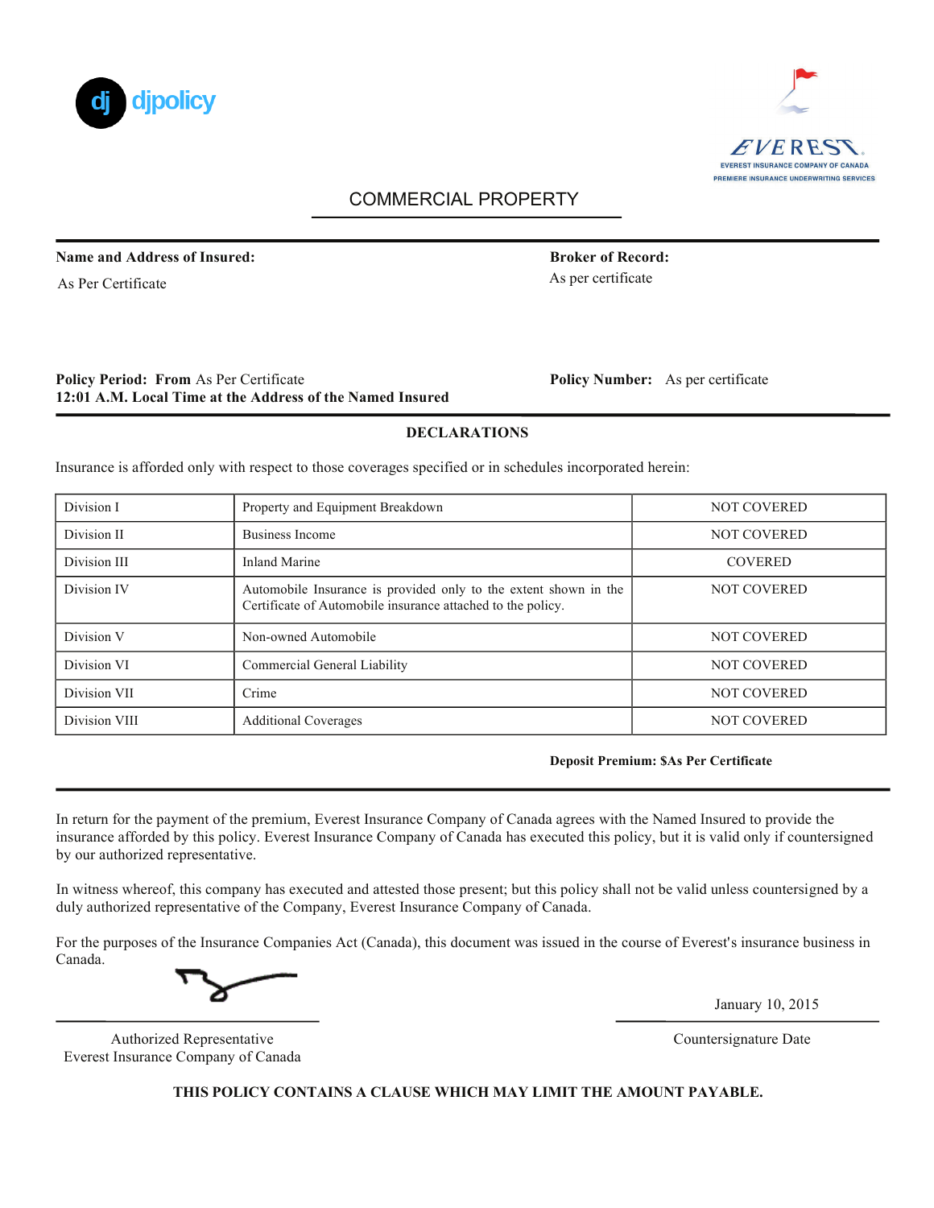djpolicy

EVEREST
EVEREST INSURANCE COMPANY OF CANADA
PREMIERE INSURANCE UNDERWRITING SERVICES

# COMMERCIAL PROPERTY

**Name and Address of Insured:**
As Per Certificate

**Broker of Record:**
As per certificate

**Policy Period: From** As Per Certificate
**12:01 A.M. Local Time at the Address of the Named Insured**

**Policy Number:** As per certificate

## DECLARATIONS

Insurance is afforded only with respect to those coverages specified or in schedules incorporated herein:

| | | |
|---|---|---|
| Division I | Property and Equipment Breakdown | NOT COVERED |
| Division II | Business Income | NOT COVERED |
| Division III | Inland Marine | COVERED |
| Division IV | Automobile Insurance is provided only to the extent shown in the Certificate of Automobile insurance attached to the policy. | NOT COVERED |
| Division V | Non-owned Automobile | NOT COVERED |
| Division VI | Commercial General Liability | NOT COVERED |
| Division VII | Crime | NOT COVERED |
| Division VIII | Additional Coverages | NOT COVERED |

**Deposit Premium: $As Per Certificate**

In return for the payment of the premium, Everest Insurance Company of Canada agrees with the Named Insured to provide the insurance afforded by this policy. Everest Insurance Company of Canada has executed this policy, but it is valid only if countersigned by our authorized representative.

In witness whereof, this company has executed and attested those present; but this policy shall not be valid unless countersigned by a duly authorized representative of the Company, Everest Insurance Company of Canada.

For the purposes of the Insurance Companies Act (Canada), this document was issued in the course of Everest's insurance business in Canada.

Authorized Representative
Everest Insurance Company of Canada

January 10, 2015
Countersignature Date

**THIS POLICY CONTAINS A CLAUSE WHICH MAY LIMIT THE AMOUNT PAYABLE.**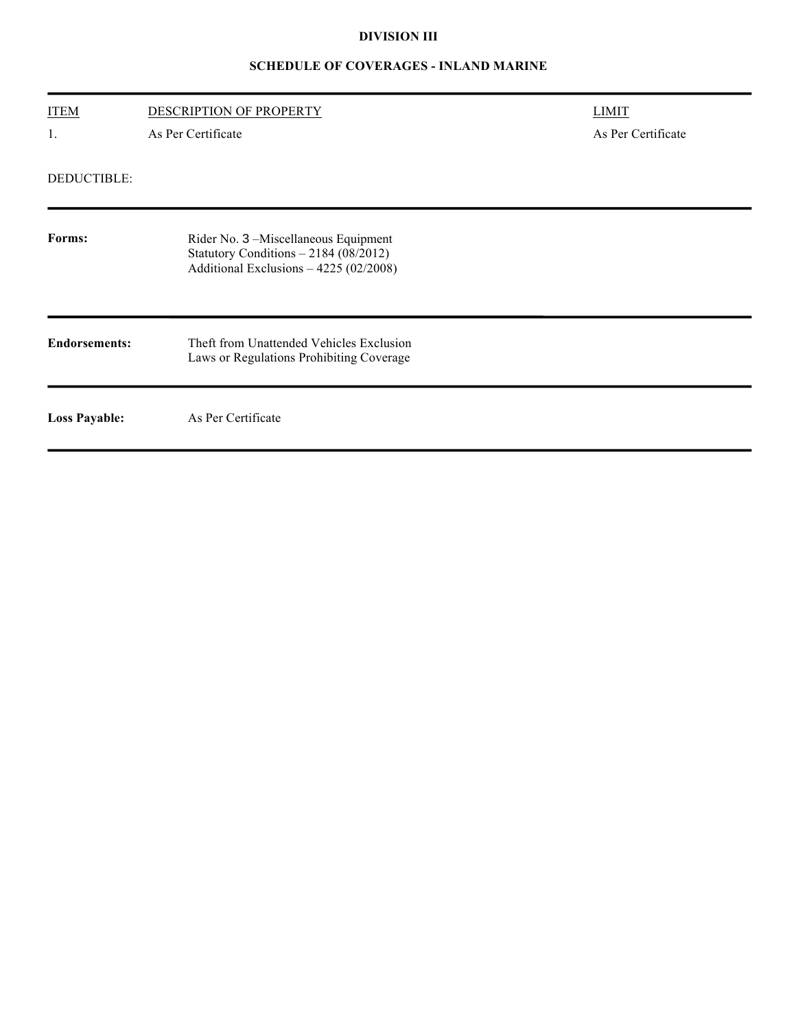# DIVISION III

## SCHEDULE OF COVERAGES - INLAND MARINE

| ITEM | DESCRIPTION OF PROPERTY | LIMIT |
|---|---|---|
| 1. | As Per Certificate | As Per Certificate |

DEDUCTIBLE:

**Forms:**

Rider No. 3 –Miscellaneous Equipment
Statutory Conditions – 2184 (08/2012)
Additional Exclusions – 4225 (02/2008)

**Endorsements:**

Theft from Unattended Vehicles Exclusion
Laws or Regulations Prohibiting Coverage

**Loss Payable:** As Per Certificate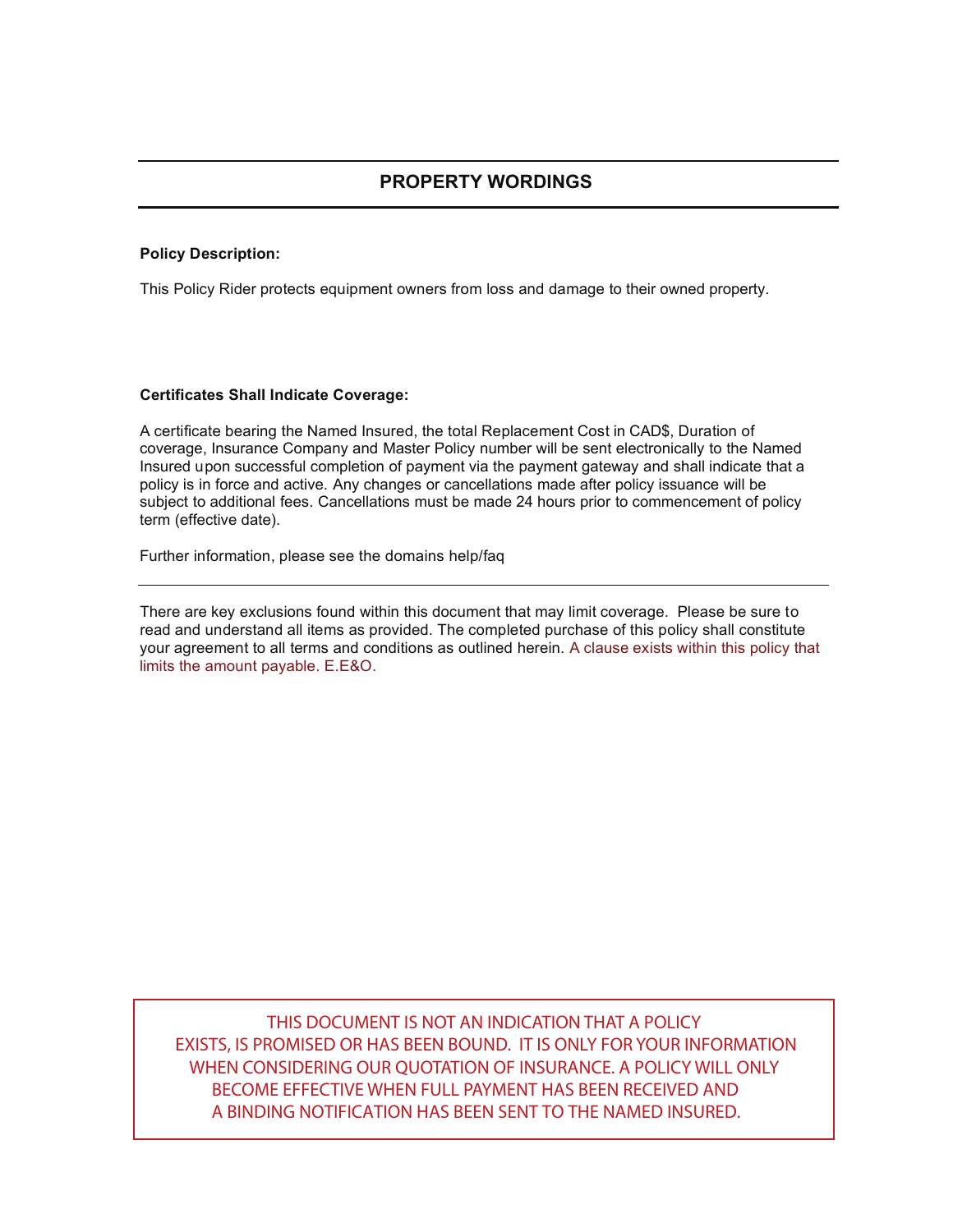## PROPERTY WORDINGS

**Policy Description:**

This Policy Rider protects equipment owners from loss and damage to their owned property.

**Certificates Shall Indicate Coverage:**

A certificate bearing the Named Insured, the total Replacement Cost in CAD$, Duration of coverage, Insurance Company and Master Policy number will be sent electronically to the Named Insured upon successful completion of payment via the payment gateway and shall indicate that a policy is in force and active. Any changes or cancellations made after policy issuance will be subject to additional fees. Cancellations must be made 24 hours prior to commencement of policy term (effective date).

Further information, please see the domains help/faq

---

There are key exclusions found within this document that may limit coverage. Please be sure to read and understand all items as provided. The completed purchase of this policy shall constitute your agreement to all terms and conditions as outlined herein. A clause exists within this policy that limits the amount payable. E.E&O.

THIS DOCUMENT IS NOT AN INDICATION THAT A POLICY EXISTS, IS PROMISED OR HAS BEEN BOUND. IT IS ONLY FOR YOUR INFORMATION WHEN CONSIDERING OUR QUOTATION OF INSURANCE. A POLICY WILL ONLY BECOME EFFECTIVE WHEN FULL PAYMENT HAS BEEN RECEIVED AND A BINDING NOTIFICATION HAS BEEN SENT TO THE NAMED INSURED.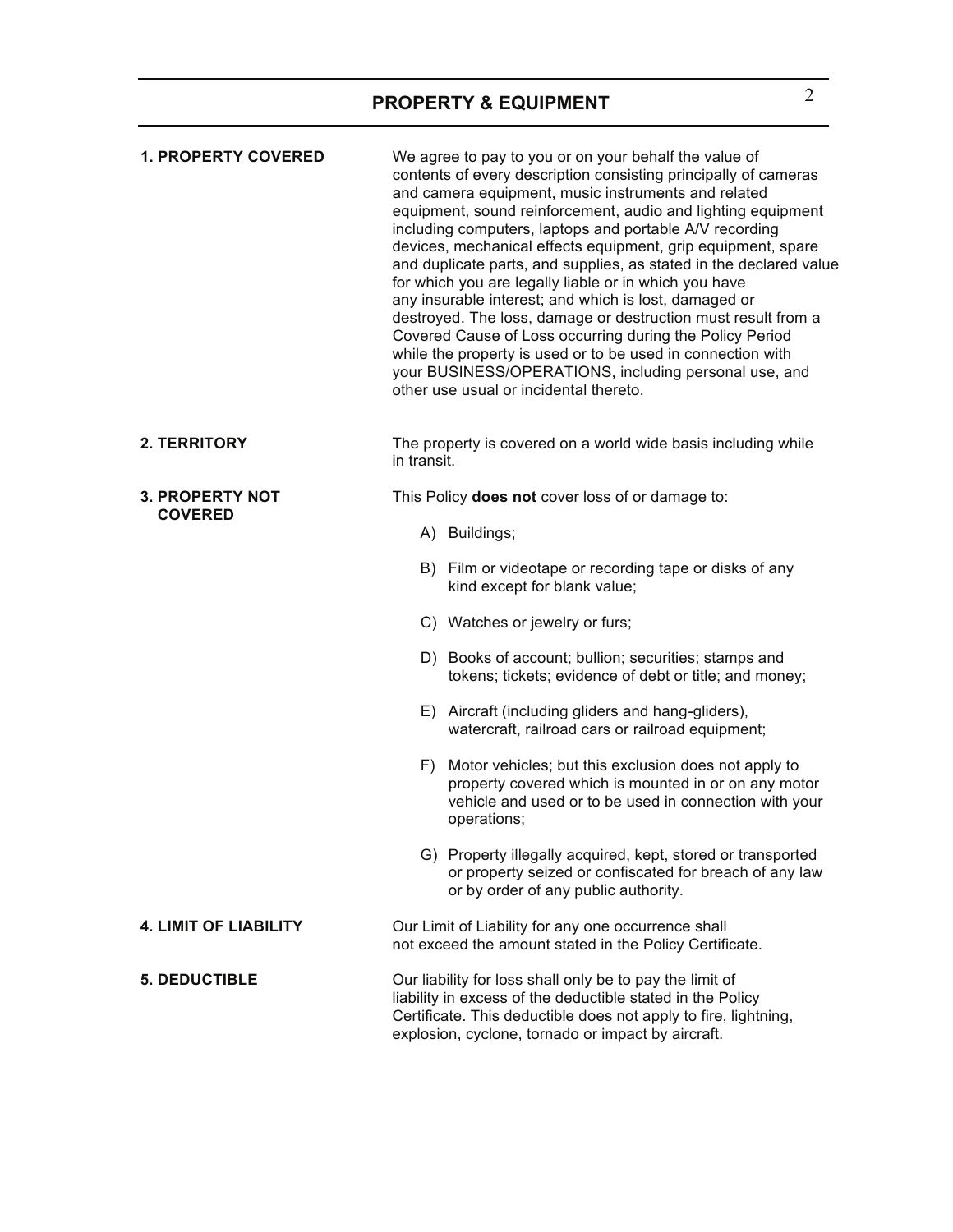## PROPERTY & EQUIPMENT

**1. PROPERTY COVERED**

We agree to pay to you or on your behalf the value of contents of every description consisting principally of cameras and camera equipment, music instruments and related equipment, sound reinforcement, audio and lighting equipment including computers, laptops and portable A/V recording devices, mechanical effects equipment, grip equipment, spare and duplicate parts, and supplies, as stated in the declared value for which you are legally liable or in which you have any insurable interest; and which is lost, damaged or destroyed. The loss, damage or destruction must result from a Covered Cause of Loss occurring during the Policy Period while the property is used or to be used in connection with your BUSINESS/OPERATIONS, including personal use, and other use usual or incidental thereto.

**2. TERRITORY**

The property is covered on a world wide basis including while in transit.

**3. PROPERTY NOT COVERED**

This Policy **does not** cover loss of or damage to:

A) Buildings;

B) Film or videotape or recording tape or disks of any kind except for blank value;

C) Watches or jewelry or furs;

D) Books of account; bullion; securities; stamps and tokens; tickets; evidence of debt or title; and money;

E) Aircraft (including gliders and hang-gliders), watercraft, railroad cars or railroad equipment;

F) Motor vehicles; but this exclusion does not apply to property covered which is mounted in or on any motor vehicle and used or to be used in connection with your operations;

G) Property illegally acquired, kept, stored or transported or property seized or confiscated for breach of any law or by order of any public authority.

**4. LIMIT OF LIABILITY**

Our Limit of Liability for any one occurrence shall not exceed the amount stated in the Policy Certificate.

**5. DEDUCTIBLE**

Our liability for loss shall only be to pay the limit of liability in excess of the deductible stated in the Policy Certificate. This deductible does not apply to fire, lightning, explosion, cyclone, tornado or impact by aircraft.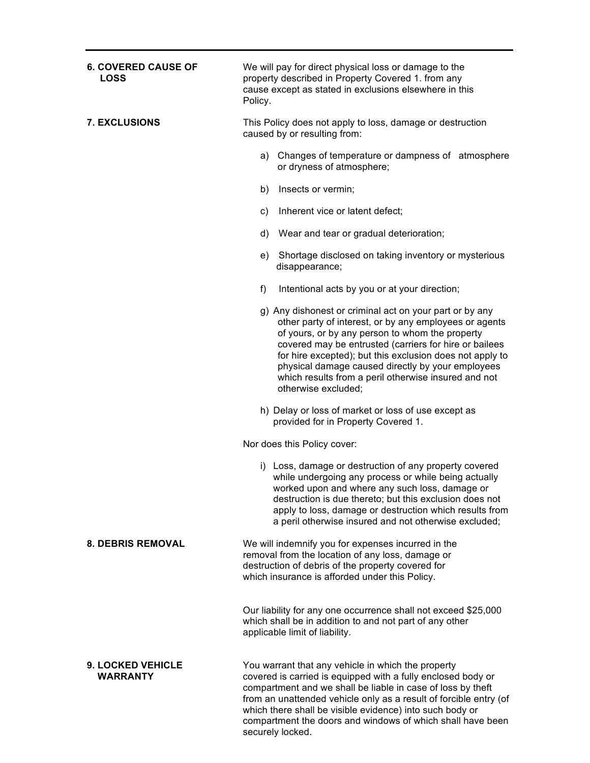**6. COVERED CAUSE OF LOSS**

We will pay for direct physical loss or damage to the property described in Property Covered 1. from any cause except as stated in exclusions elsewhere in this Policy.

**7. EXCLUSIONS**

This Policy does not apply to loss, damage or destruction caused by or resulting from:

a) Changes of temperature or dampness of atmosphere or dryness of atmosphere;

b) Insects or vermin;

c) Inherent vice or latent defect;

d) Wear and tear or gradual deterioration;

e) Shortage disclosed on taking inventory or mysterious disappearance;

f) Intentional acts by you or at your direction;

g) Any dishonest or criminal act on your part or by any other party of interest, or by any employees or agents of yours, or by any person to whom the property covered may be entrusted (carriers for hire or bailees for hire excepted); but this exclusion does not apply to physical damage caused directly by your employees which results from a peril otherwise insured and not otherwise excluded;

h) Delay or loss of market or loss of use except as provided for in Property Covered 1.

Nor does this Policy cover:

i) Loss, damage or destruction of any property covered while undergoing any process or while being actually worked upon and where any such loss, damage or destruction is due thereto; but this exclusion does not apply to loss, damage or destruction which results from a peril otherwise insured and not otherwise excluded;

**8. DEBRIS REMOVAL**

We will indemnify you for expenses incurred in the removal from the location of any loss, damage or destruction of debris of the property covered for which insurance is afforded under this Policy.

Our liability for any one occurrence shall not exceed $25,000 which shall be in addition to and not part of any other applicable limit of liability.

**9. LOCKED VEHICLE WARRANTY**

You warrant that any vehicle in which the property covered is carried is equipped with a fully enclosed body or compartment and we shall be liable in case of loss by theft from an unattended vehicle only as a result of forcible entry (of which there shall be visible evidence) into such body or compartment the doors and windows of which shall have been securely locked.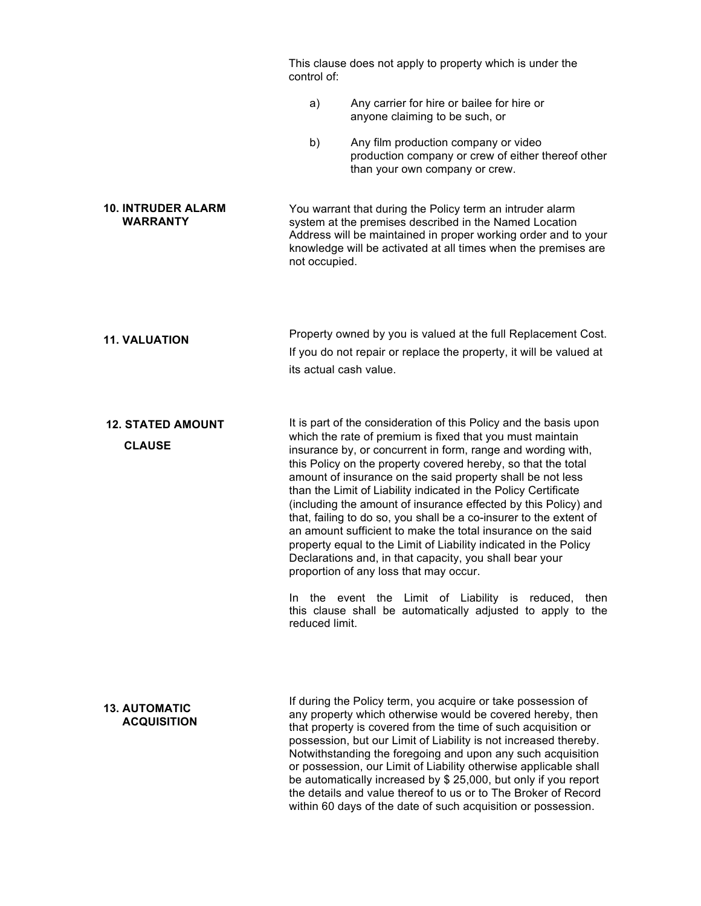This clause does not apply to property which is under the control of:

a) Any carrier for hire or bailee for hire or anyone claiming to be such, or

b) Any film production company or video production company or crew of either thereof other than your own company or crew.

### 10. INTRUDER ALARM WARRANTY

You warrant that during the Policy term an intruder alarm system at the premises described in the Named Location Address will be maintained in proper working order and to your knowledge will be activated at all times when the premises are not occupied.

### 11. VALUATION

Property owned by you is valued at the full Replacement Cost. If you do not repair or replace the property, it will be valued at its actual cash value.

### 12. STATED AMOUNT CLAUSE

It is part of the consideration of this Policy and the basis upon which the rate of premium is fixed that you must maintain insurance by, or concurrent in form, range and wording with, this Policy on the property covered hereby, so that the total amount of insurance on the said property shall be not less than the Limit of Liability indicated in the Policy Certificate (including the amount of insurance effected by this Policy) and that, failing to do so, you shall be a co-insurer to the extent of an amount sufficient to make the total insurance on the said property equal to the Limit of Liability indicated in the Policy Declarations and, in that capacity, you shall bear your proportion of any loss that may occur.

In the event the Limit of Liability is reduced, then this clause shall be automatically adjusted to apply to the reduced limit.

### 13. AUTOMATIC ACQUISITION

If during the Policy term, you acquire or take possession of any property which otherwise would be covered hereby, then that property is covered from the time of such acquisition or possession, but our Limit of Liability is not increased thereby. Notwithstanding the foregoing and upon any such acquisition or possession, our Limit of Liability otherwise applicable shall be automatically increased by $ 25,000, but only if you report the details and value thereof to us or to The Broker of Record within 60 days of the date of such acquisition or possession.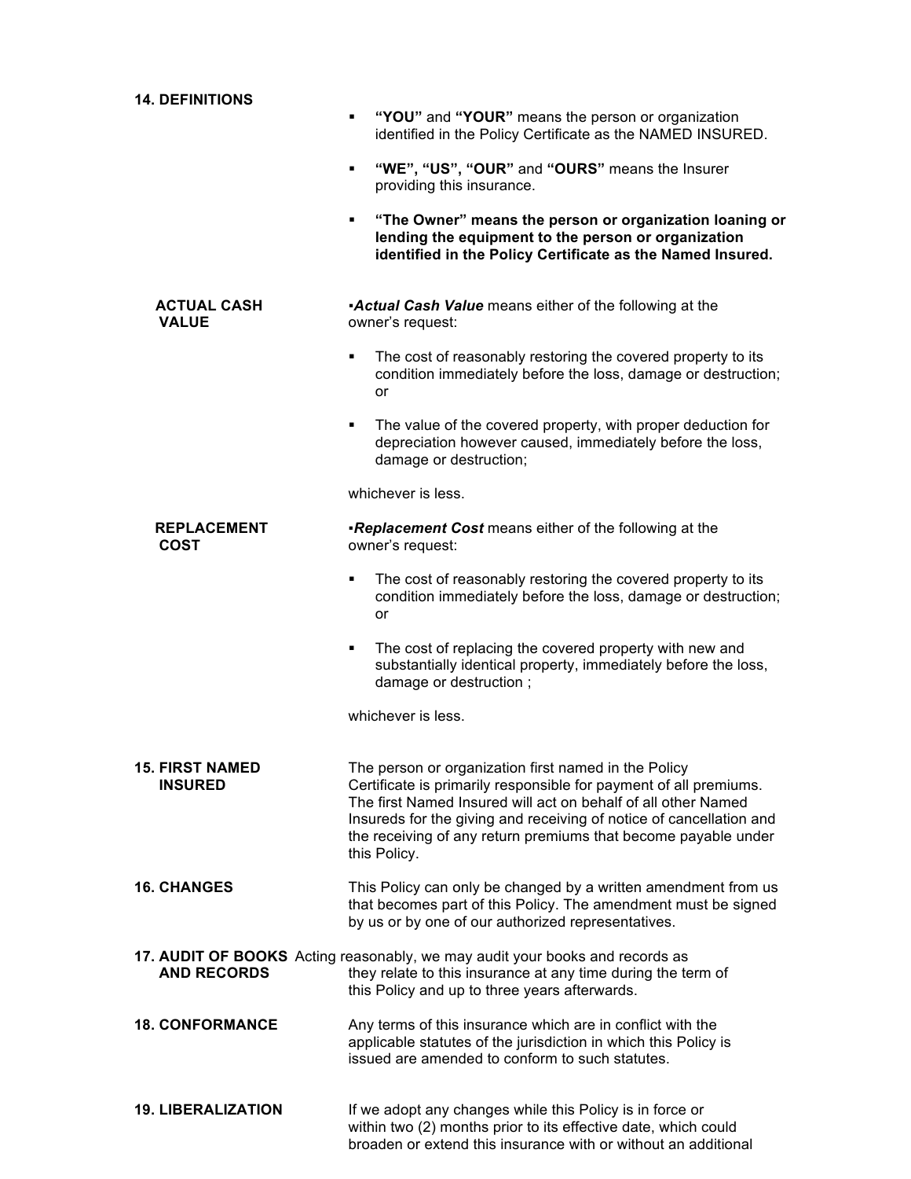**14. DEFINITIONS**

- **"YOU"** and **"YOUR"** means the person or organization identified in the Policy Certificate as the NAMED INSURED.
- **"WE", "US", "OUR"** and **"OURS"** means the Insurer providing this insurance.
- **"The Owner" means the person or organization loaning or lending the equipment to the person or organization identified in the Policy Certificate as the Named Insured.**

**ACTUAL CASH VALUE**

▪***Actual Cash Value*** means either of the following at the owner's request:

- The cost of reasonably restoring the covered property to its condition immediately before the loss, damage or destruction; or
- The value of the covered property, with proper deduction for depreciation however caused, immediately before the loss, damage or destruction;

whichever is less.

**REPLACEMENT COST**

▪***Replacement Cost*** means either of the following at the owner's request:

- The cost of reasonably restoring the covered property to its condition immediately before the loss, damage or destruction; or
- The cost of replacing the covered property with new and substantially identical property, immediately before the loss, damage or destruction ;

whichever is less.

**15. FIRST NAMED INSURED**

The person or organization first named in the Policy Certificate is primarily responsible for payment of all premiums. The first Named Insured will act on behalf of all other Named Insureds for the giving and receiving of notice of cancellation and the receiving of any return premiums that become payable under this Policy.

**16. CHANGES**

This Policy can only be changed by a written amendment from us that becomes part of this Policy. The amendment must be signed by us or by one of our authorized representatives.

**17. AUDIT OF BOOKS AND RECORDS**

Acting reasonably, we may audit your books and records as they relate to this insurance at any time during the term of this Policy and up to three years afterwards.

**18. CONFORMANCE**

Any terms of this insurance which are in conflict with the applicable statutes of the jurisdiction in which this Policy is issued are amended to conform to such statutes.

**19. LIBERALIZATION**

If we adopt any changes while this Policy is in force or within two (2) months prior to its effective date, which could broaden or extend this insurance with or without an additional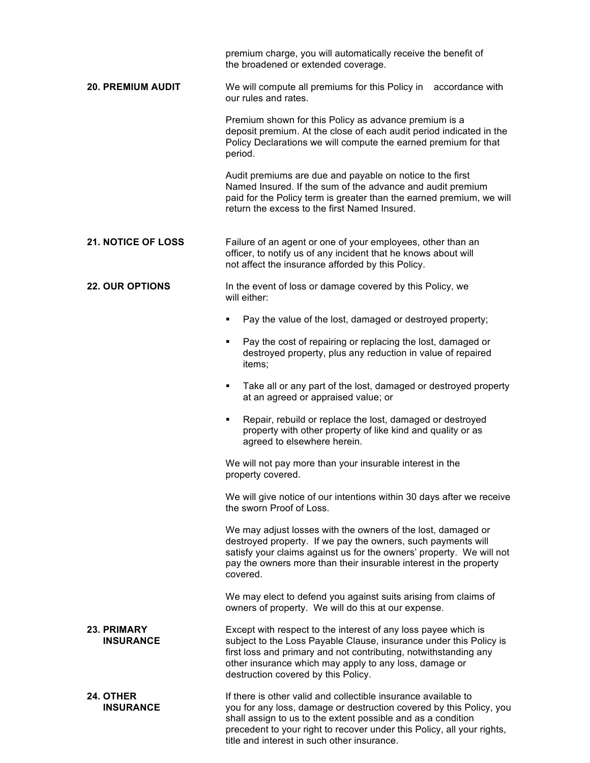premium charge, you will automatically receive the benefit of the broadened or extended coverage.

**20. PREMIUM AUDIT**

We will compute all premiums for this Policy in accordance with our rules and rates.

Premium shown for this Policy as advance premium is a deposit premium. At the close of each audit period indicated in the Policy Declarations we will compute the earned premium for that period.

Audit premiums are due and payable on notice to the first Named Insured. If the sum of the advance and audit premium paid for the Policy term is greater than the earned premium, we will return the excess to the first Named Insured.

**21. NOTICE OF LOSS**

Failure of an agent or one of your employees, other than an officer, to notify us of any incident that he knows about will not affect the insurance afforded by this Policy.

**22. OUR OPTIONS**

In the event of loss or damage covered by this Policy, we will either:

- Pay the value of the lost, damaged or destroyed property;
- Pay the cost of repairing or replacing the lost, damaged or destroyed property, plus any reduction in value of repaired items;
- Take all or any part of the lost, damaged or destroyed property at an agreed or appraised value; or
- Repair, rebuild or replace the lost, damaged or destroyed property with other property of like kind and quality or as agreed to elsewhere herein.

We will not pay more than your insurable interest in the property covered.

We will give notice of our intentions within 30 days after we receive the sworn Proof of Loss.

We may adjust losses with the owners of the lost, damaged or destroyed property. If we pay the owners, such payments will satisfy your claims against us for the owners' property. We will not pay the owners more than their insurable interest in the property covered.

We may elect to defend you against suits arising from claims of owners of property. We will do this at our expense.

**23. PRIMARY INSURANCE**

Except with respect to the interest of any loss payee which is subject to the Loss Payable Clause, insurance under this Policy is first loss and primary and not contributing, notwithstanding any other insurance which may apply to any loss, damage or destruction covered by this Policy.

**24. OTHER INSURANCE**

If there is other valid and collectible insurance available to you for any loss, damage or destruction covered by this Policy, you shall assign to us to the extent possible and as a condition precedent to your right to recover under this Policy, all your rights, title and interest in such other insurance.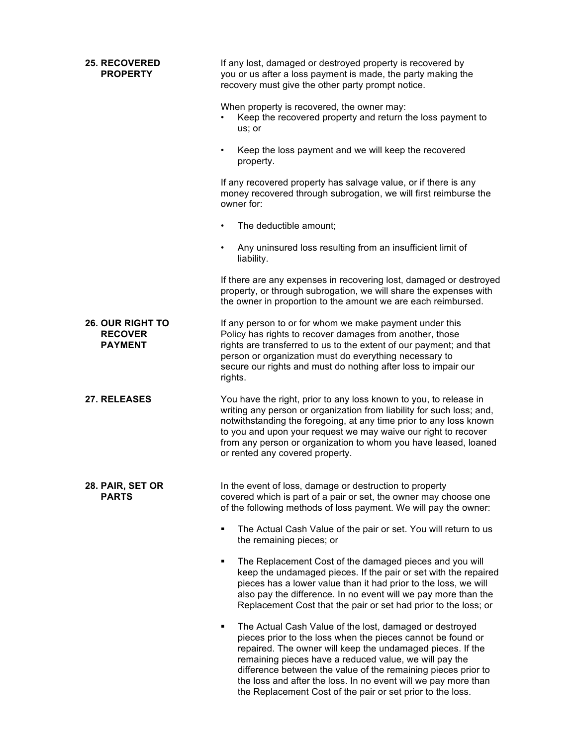## 25. RECOVERED PROPERTY

If any lost, damaged or destroyed property is recovered by you or us after a loss payment is made, the party making the recovery must give the other party prompt notice.

When property is recovered, the owner may:

- Keep the recovered property and return the loss payment to us; or
- Keep the loss payment and we will keep the recovered property.

If any recovered property has salvage value, or if there is any money recovered through subrogation, we will first reimburse the owner for:

- The deductible amount;
- Any uninsured loss resulting from an insufficient limit of liability.

If there are any expenses in recovering lost, damaged or destroyed property, or through subrogation, we will share the expenses with the owner in proportion to the amount we are each reimbursed.

## 26. OUR RIGHT TO RECOVER PAYMENT

If any person to or for whom we make payment under this Policy has rights to recover damages from another, those rights are transferred to us to the extent of our payment; and that person or organization must do everything necessary to secure our rights and must do nothing after loss to impair our rights.

## 27. RELEASES

You have the right, prior to any loss known to you, to release in writing any person or organization from liability for such loss; and, notwithstanding the foregoing, at any time prior to any loss known to you and upon your request we may waive our right to recover from any person or organization to whom you have leased, loaned or rented any covered property.

## 28. PAIR, SET OR PARTS

In the event of loss, damage or destruction to property covered which is part of a pair or set, the owner may choose one of the following methods of loss payment. We will pay the owner:

- The Actual Cash Value of the pair or set. You will return to us the remaining pieces; or
- The Replacement Cost of the damaged pieces and you will keep the undamaged pieces. If the pair or set with the repaired pieces has a lower value than it had prior to the loss, we will also pay the difference. In no event will we pay more than the Replacement Cost that the pair or set had prior to the loss; or
- The Actual Cash Value of the lost, damaged or destroyed pieces prior to the loss when the pieces cannot be found or repaired. The owner will keep the undamaged pieces. If the remaining pieces have a reduced value, we will pay the difference between the value of the remaining pieces prior to the loss and after the loss. In no event will we pay more than the Replacement Cost of the pair or set prior to the loss.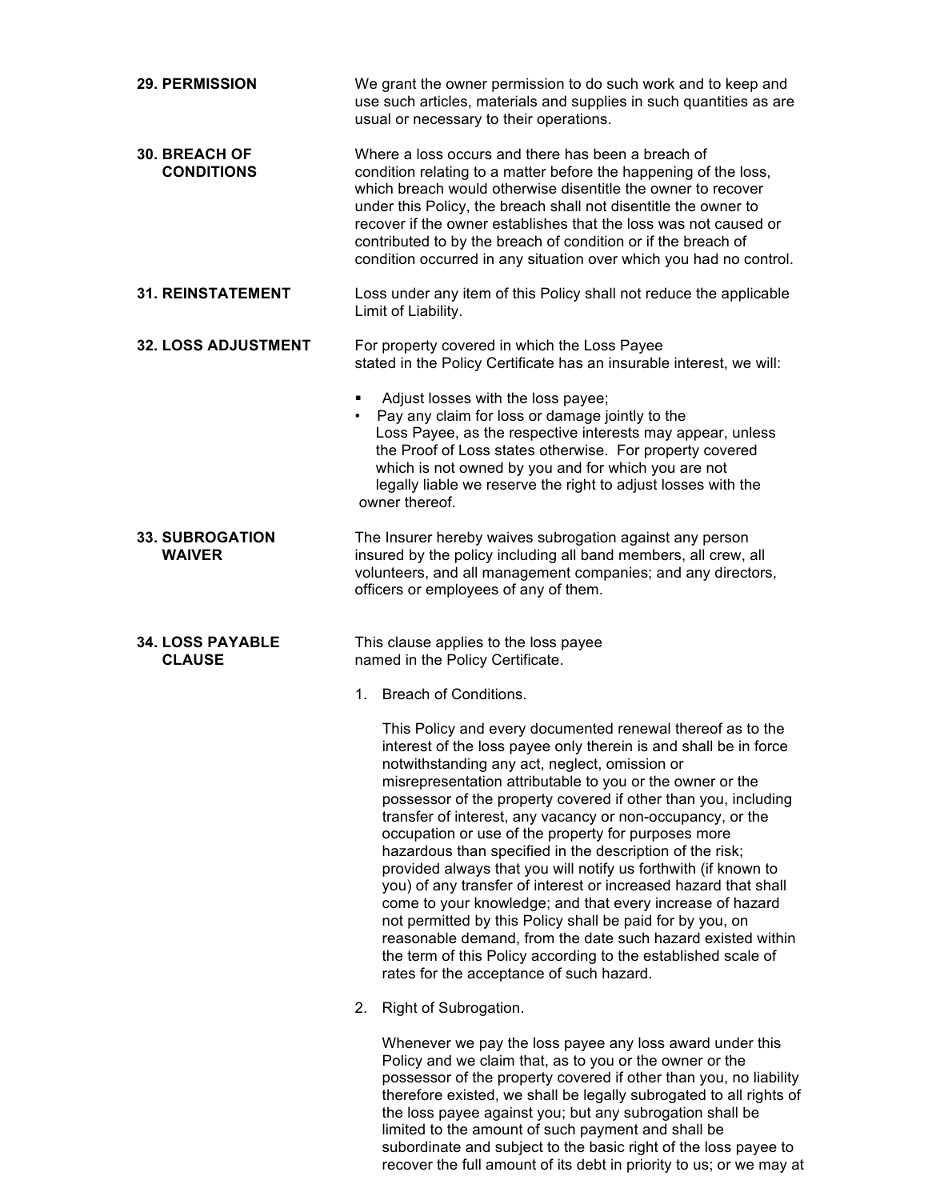**29. PERMISSION**

We grant the owner permission to do such work and to keep and use such articles, materials and supplies in such quantities as are usual or necessary to their operations.

**30. BREACH OF CONDITIONS**

Where a loss occurs and there has been a breach of condition relating to a matter before the happening of the loss, which breach would otherwise disentitle the owner to recover under this Policy, the breach shall not disentitle the owner to recover if the owner establishes that the loss was not caused or contributed to by the breach of condition or if the breach of condition occurred in any situation over which you had no control.

**31. REINSTATEMENT**

Loss under any item of this Policy shall not reduce the applicable Limit of Liability.

**32. LOSS ADJUSTMENT**

For property covered in which the Loss Payee stated in the Policy Certificate has an insurable interest, we will:

- Adjust losses with the loss payee;
- Pay any claim for loss or damage jointly to the Loss Payee, as the respective interests may appear, unless the Proof of Loss states otherwise. For property covered which is not owned by you and for which you are not legally liable we reserve the right to adjust losses with the owner thereof.

**33. SUBROGATION WAIVER**

The Insurer hereby waives subrogation against any person insured by the policy including all band members, all crew, all volunteers, and all management companies; and any directors, officers or employees of any of them.

**34. LOSS PAYABLE CLAUSE**

This clause applies to the loss payee named in the Policy Certificate.

1. Breach of Conditions.

   This Policy and every documented renewal thereof as to the interest of the loss payee only therein is and shall be in force notwithstanding any act, neglect, omission or misrepresentation attributable to you or the owner or the possessor of the property covered if other than you, including transfer of interest, any vacancy or non-occupancy, or the occupation or use of the property for purposes more hazardous than specified in the description of the risk; provided always that you will notify us forthwith (if known to you) of any transfer of interest or increased hazard that shall come to your knowledge; and that every increase of hazard not permitted by this Policy shall be paid for by you, on reasonable demand, from the date such hazard existed within the term of this Policy according to the established scale of rates for the acceptance of such hazard.

2. Right of Subrogation.

   Whenever we pay the loss payee any loss award under this Policy and we claim that, as to you or the owner or the possessor of the property covered if other than you, no liability therefore existed, we shall be legally subrogated to all rights of the loss payee against you; but any subrogation shall be limited to the amount of such payment and shall be subordinate and subject to the basic right of the loss payee to recover the full amount of its debt in priority to us; or we may at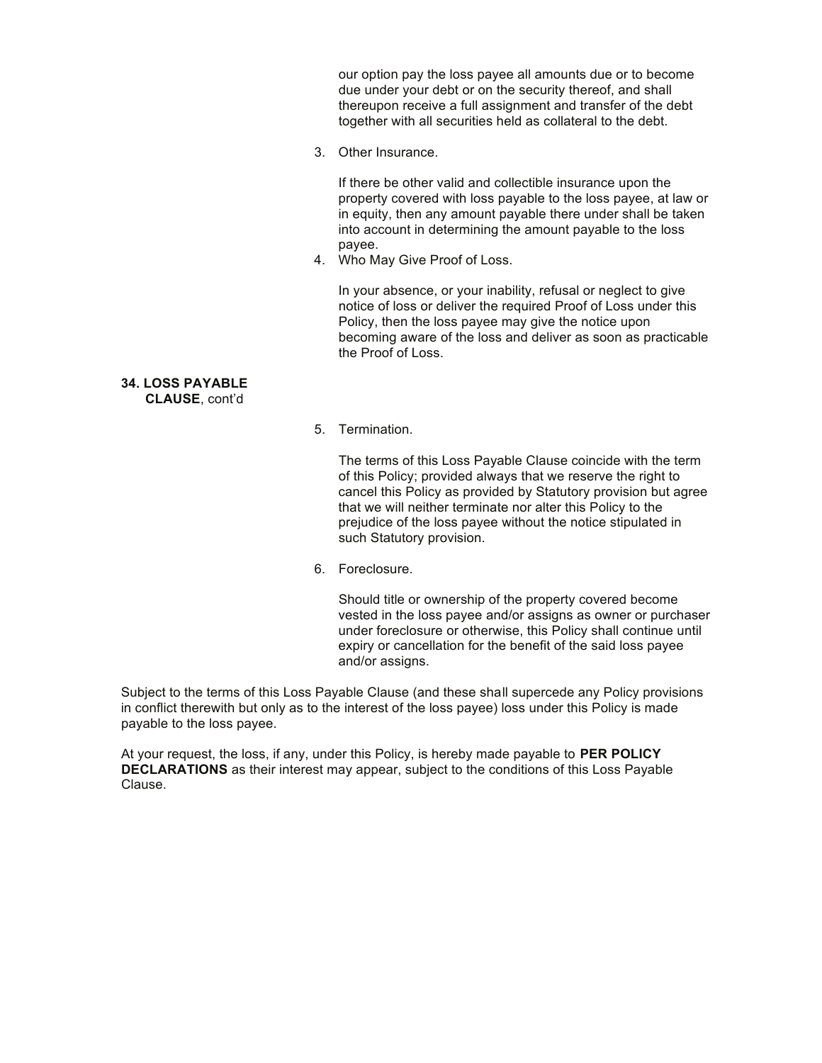our option pay the loss payee all amounts due or to become due under your debt or on the security thereof, and shall thereupon receive a full assignment and transfer of the debt together with all securities held as collateral to the debt.

3. Other Insurance.

   If there be other valid and collectible insurance upon the property covered with loss payable to the loss payee, at law or in equity, then any amount payable there under shall be taken into account in determining the amount payable to the loss payee.

4. Who May Give Proof of Loss.

   In your absence, or your inability, refusal or neglect to give notice of loss or deliver the required Proof of Loss under this Policy, then the loss payee may give the notice upon becoming aware of the loss and deliver as soon as practicable the Proof of Loss.

**34. LOSS PAYABLE CLAUSE**, cont'd

5. Termination.

   The terms of this Loss Payable Clause coincide with the term of this Policy; provided always that we reserve the right to cancel this Policy as provided by Statutory provision but agree that we will neither terminate nor alter this Policy to the prejudice of the loss payee without the notice stipulated in such Statutory provision.

6. Foreclosure.

   Should title or ownership of the property covered become vested in the loss payee and/or assigns as owner or purchaser under foreclosure or otherwise, this Policy shall continue until expiry or cancellation for the benefit of the said loss payee and/or assigns.

Subject to the terms of this Loss Payable Clause (and these shall supercede any Policy provisions in conflict therewith but only as to the interest of the loss payee) loss under this Policy is made payable to the loss payee.

At your request, the loss, if any, under this Policy, is hereby made payable to **PER POLICY DECLARATIONS** as their interest may appear, subject to the conditions of this Loss Payable Clause.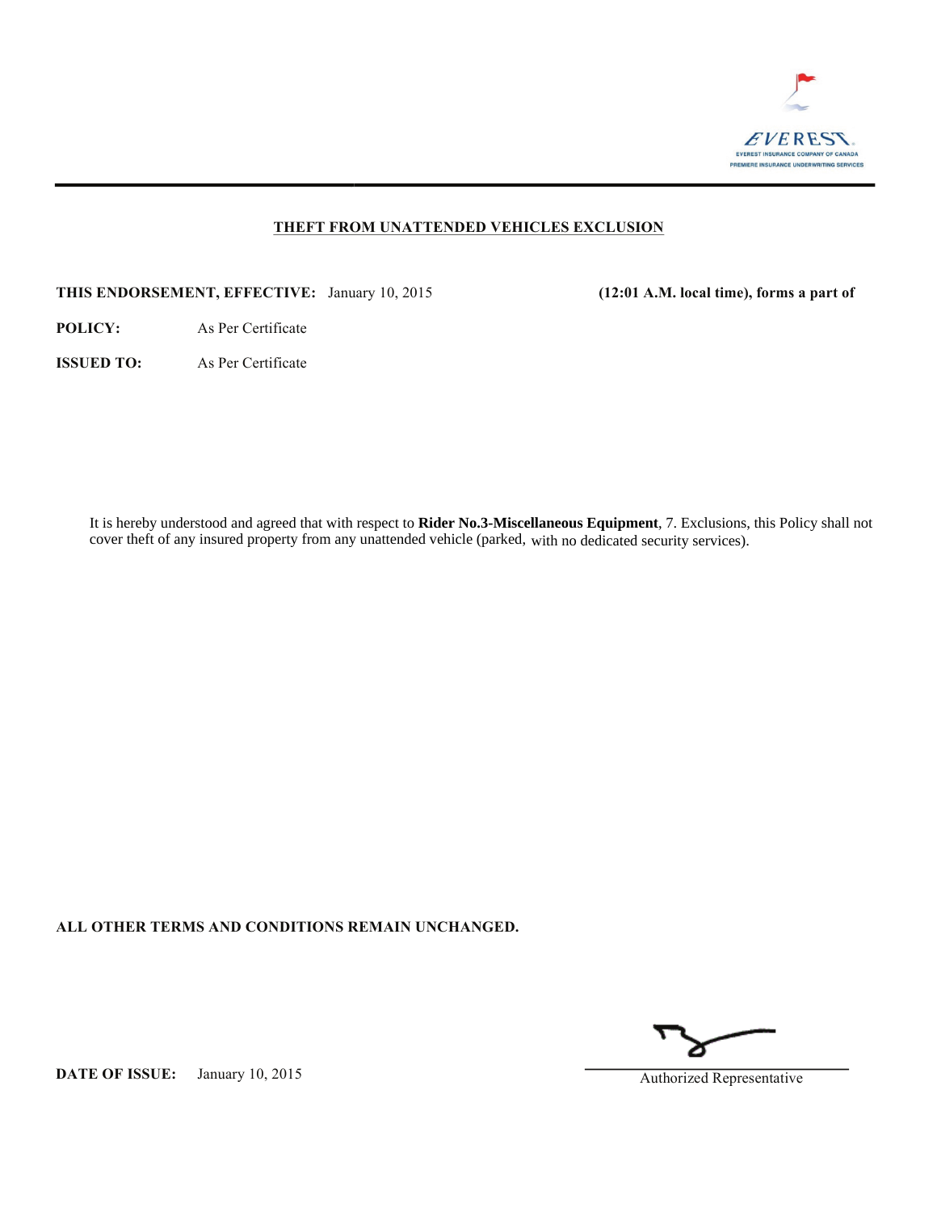EVEREST
EVEREST INSURANCE COMPANY OF CANADA
PREMIERE INSURANCE UNDERWRITING SERVICES

## THEFT FROM UNATTENDED VEHICLES EXCLUSION

**THIS ENDORSEMENT, EFFECTIVE:** January 10, 2015 **(12:01 A.M. local time), forms a part of**

**POLICY:** As Per Certificate

**ISSUED TO:** As Per Certificate

It is hereby understood and agreed that with respect to **Rider No.3-Miscellaneous Equipment**, 7. Exclusions, this Policy shall not cover theft of any insured property from any unattended vehicle (parked, with no dedicated security services).

**ALL OTHER TERMS AND CONDITIONS REMAIN UNCHANGED.**

**DATE OF ISSUE:** January 10, 2015

Authorized Representative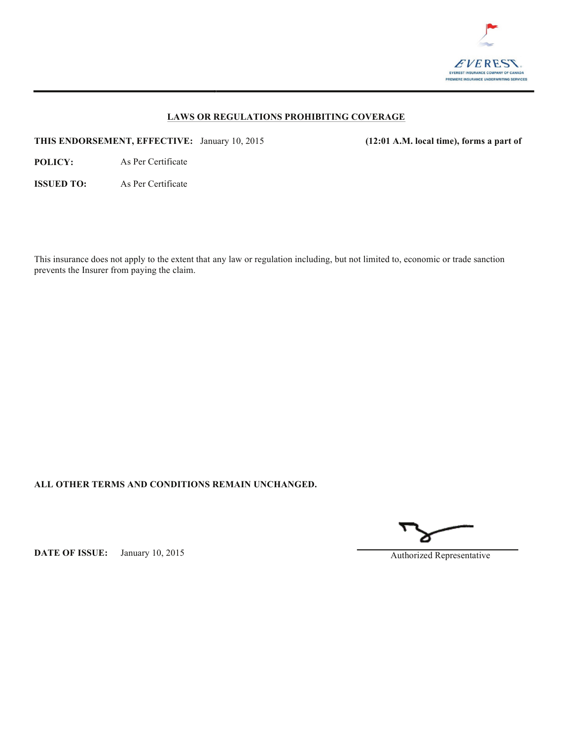EVEREST
EVEREST INSURANCE COMPANY OF CANADA
PREMIERE INSURANCE UNDERWRITING SERVICES

## LAWS OR REGULATIONS PROHIBITING COVERAGE

**THIS ENDORSEMENT, EFFECTIVE:** January 10, 2015 **(12:01 A.M. local time), forms a part of**

**POLICY:** As Per Certificate

**ISSUED TO:** As Per Certificate

This insurance does not apply to the extent that any law or regulation including, but not limited to, economic or trade sanction prevents the Insurer from paying the claim.

**ALL OTHER TERMS AND CONDITIONS REMAIN UNCHANGED.**

**DATE OF ISSUE:** January 10, 2015

Authorized Representative